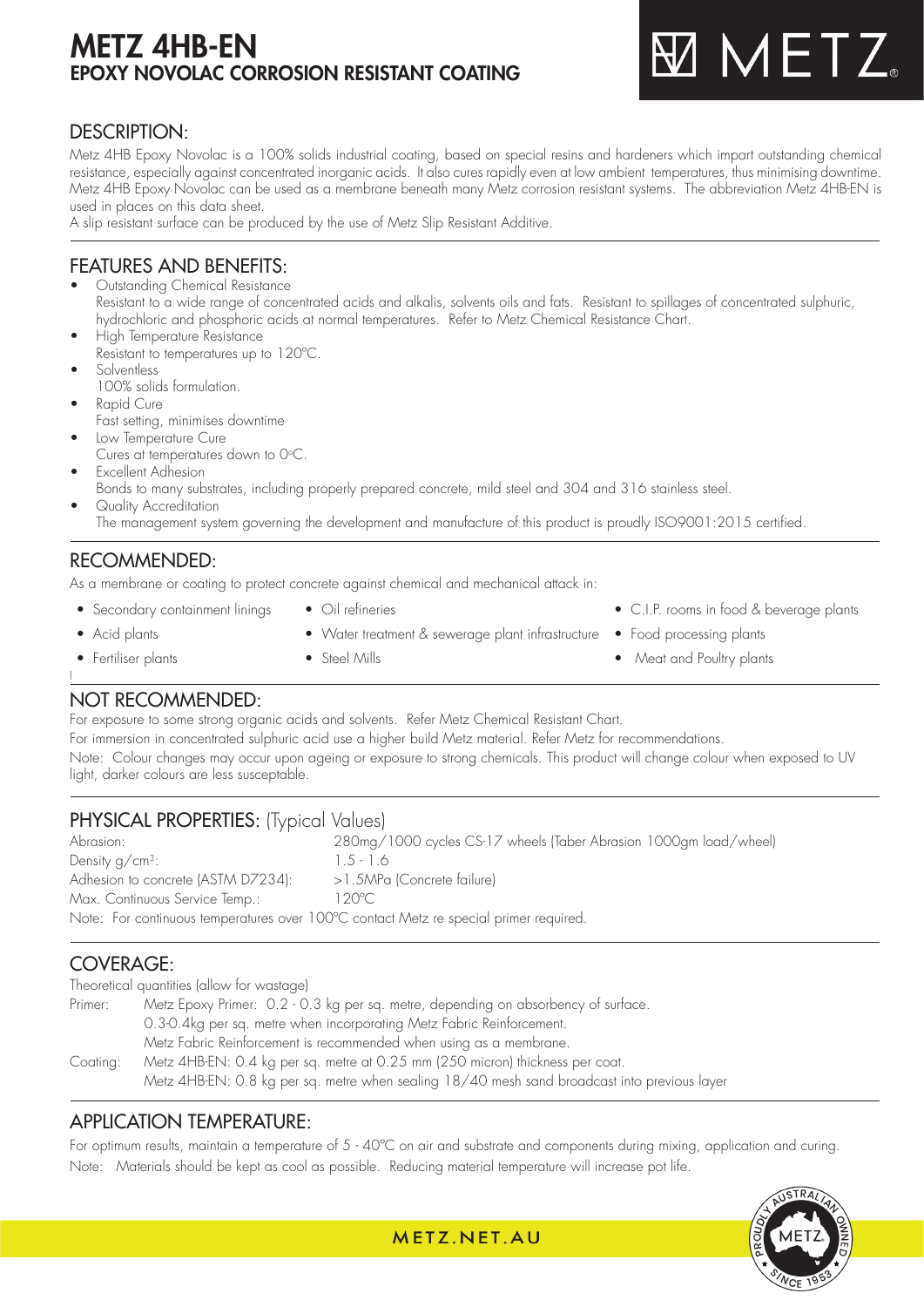# METZ 4HB-EN
## EPOXY NOVOLAC CORROSION RESISTANT COATING

## DESCRIPTION:

Metz 4HB Epoxy Novolac is a 100% solids industrial coating, based on special resins and hardeners which impart outstanding chemical resistance, especially against concentrated inorganic acids. It also cures rapidly even at low ambient temperatures, thus minimising downtime. Metz 4HB Epoxy Novolac can be used as a membrane beneath many Metz corrosion resistant systems. The abbreviation Metz 4HB-EN is used in places on this data sheet.

A slip resistant surface can be produced by the use of Metz Slip Resistant Additive.

## FEATURES AND BENEFITS:

- Outstanding Chemical Resistance
  Resistant to a wide range of concentrated acids and alkalis, solvents oils and fats. Resistant to spillages of concentrated sulphuric, hydrochloric and phosphoric acids at normal temperatures. Refer to Metz Chemical Resistance Chart.
- High Temperature Resistance
  Resistant to temperatures up to 120°C.
- Solventless
  100% solids formulation.
- Rapid Cure
  Fast setting, minimises downtime
- Low Temperature Cure
  Cures at temperatures down to 0°C.
- Excellent Adhesion
  Bonds to many substrates, including properly prepared concrete, mild steel and 304 and 316 stainless steel.
- Quality Accreditation
  The management system governing the development and manufacture of this product is proudly ISO9001:2015 certified.

## RECOMMENDED:

As a membrane or coating to protect concrete against chemical and mechanical attack in:

- Secondary containment linings
- Acid plants
- Fertiliser plants
- Oil refineries
- Water treatment & sewerage plant infrastructure
- Steel Mills
- C.I.P. rooms in food & beverage plants
- Food processing plants
- Meat and Poultry plants

## NOT RECOMMENDED:

For exposure to some strong organic acids and solvents. Refer Metz Chemical Resistant Chart.

For immersion in concentrated sulphuric acid use a higher build Metz material. Refer Metz for recommendations.

Note: Colour changes may occur upon ageing or exposure to strong chemicals. This product will change colour when exposed to UV light, darker colours are less susceptible.

## PHYSICAL PROPERTIES: (Typical Values)

| | |
|---|---|
| Abrasion: | 280mg/1000 cycles CS-17 wheels (Taber Abrasion 1000gm load/wheel) |
| Density g/cm³: | 1.5 - 1.6 |
| Adhesion to concrete (ASTM D7234): | >1.5MPa (Concrete failure) |
| Max. Continuous Service Temp.: | 120°C |

Note: For continuous temperatures over 100°C contact Metz re special primer required.

## COVERAGE:

Theoretical quantities (allow for wastage)

Primer: Metz Epoxy Primer: 0.2 - 0.3 kg per sq. metre, depending on absorbency of surface.
0.3-0.4kg per sq. metre when incorporating Metz Fabric Reinforcement.
Metz Fabric Reinforcement is recommended when using as a membrane.

Coating: Metz 4HB-EN: 0.4 kg per sq. metre at 0.25 mm (250 micron) thickness per coat.
Metz 4HB-EN: 0.8 kg per sq. metre when sealing 18/40 mesh sand broadcast into previous layer

## APPLICATION TEMPERATURE:

For optimum results, maintain a temperature of 5 - 40°C on air and substrate and components during mixing, application and curing.

Note: Materials should be kept as cool as possible. Reducing material temperature will increase pot life.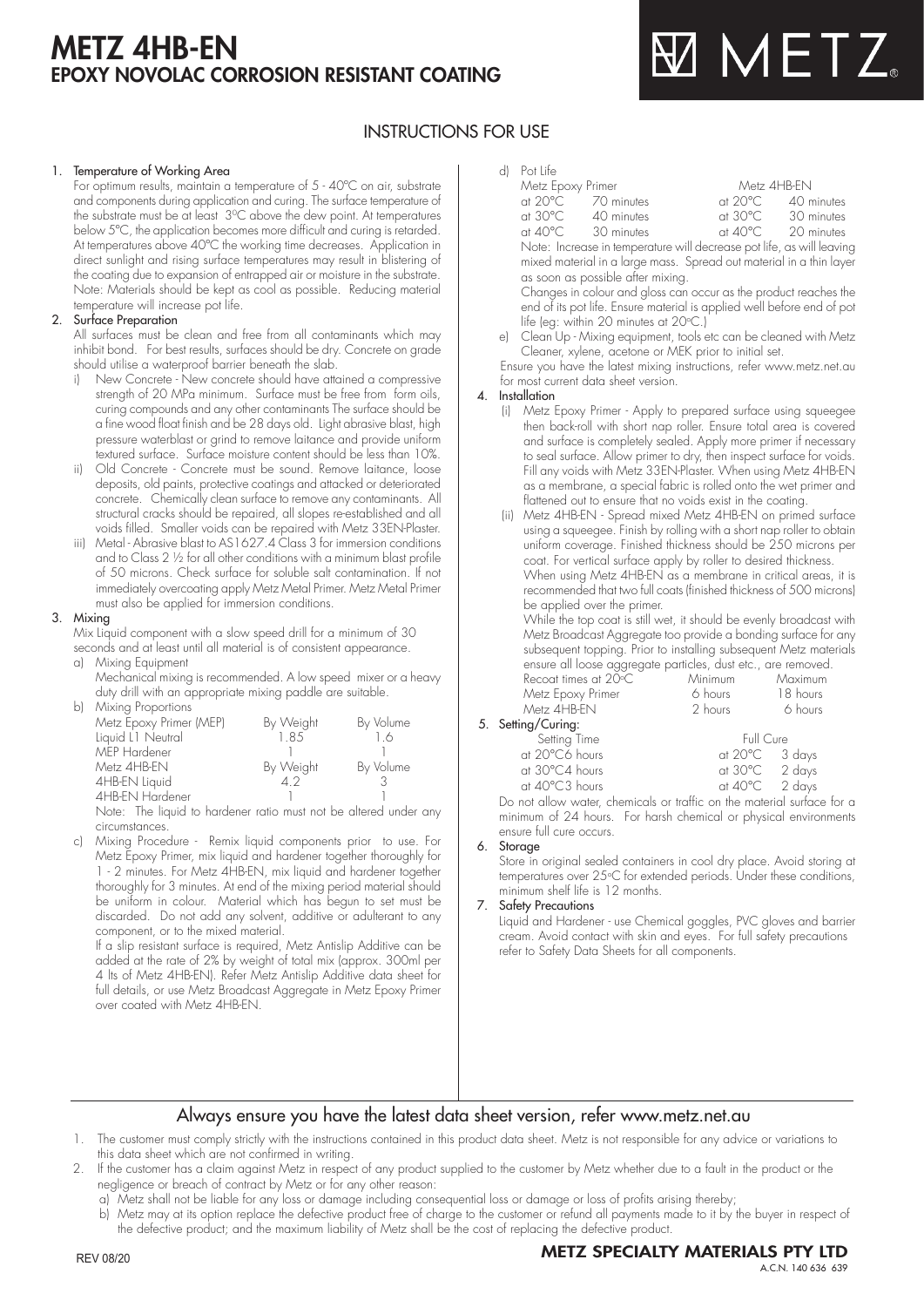# METZ 4HB-EN
## EPOXY NOVOLAC CORROSION RESISTANT COATING

METZ®

## INSTRUCTIONS FOR USE

### 1. Temperature of Working Area

For optimum results, maintain a temperature of 5 - 40°C on air, substrate and components during application and curing. The surface temperature of the substrate must be at least 3°C above the dew point. At temperatures below 5°C, the application becomes more difficult and curing is retarded. At temperatures above 40°C the working time decreases. Application in direct sunlight and rising surface temperatures may result in blistering of the coating due to expansion of entrapped air or moisture in the substrate. Note: Materials should be kept as cool as possible. Reducing material temperature will increase pot life.

### 2. Surface Preparation

All surfaces must be clean and free from all contaminants which may inhibit bond. For best results, surfaces should be dry. Concrete on grade should utilise a waterproof barrier beneath the slab.

i) New Concrete - New concrete should have attained a compressive strength of 20 MPa minimum. Surface must be free from form oils, curing compounds and any other contaminants The surface should be a fine wood float finish and be 28 days old. Light abrasive blast, high pressure waterblast or grind to remove laitance and provide uniform textured surface. Surface moisture content should be less than 10%.

ii) Old Concrete - Concrete must be sound. Remove laitance, loose deposits, old paints, protective coatings and attacked or deteriorated concrete. Chemically clean surface to remove any contaminants. All structural cracks should be repaired, all slopes re-established and all voids filled. Smaller voids can be repaired with Metz 33EN-Plaster.

iii) Metal - Abrasive blast to AS1627.4 Class 3 for immersion conditions and to Class 2 ½ for all other conditions with a minimum blast profile of 50 microns. Check surface for soluble salt contamination. If not immediately overcoating apply Metz Metal Primer. Metz Metal Primer must also be applied for immersion conditions.

### 3. Mixing

Mix Liquid component with a slow speed drill for a minimum of 30 seconds and at least until all material is of consistent appearance.

a) Mixing Equipment
Mechanical mixing is recommended. A low speed mixer or a heavy duty drill with an appropriate mixing paddle are suitable.

b) Mixing Proportions

| | | |
|---|---|---|
| Metz Epoxy Primer (MEP) | By Weight | By Volume |
| Liquid L1 Neutral | 1.85 | 1.6 |
| MEP Hardener | 1 | 1 |
| Metz 4HB-EN | By Weight | By Volume |
| 4HB-EN Liquid | 4.2 | 3 |
| 4HB-EN Hardener | 1 | 1 |

Note: The liquid to hardener ratio must not be altered under any circumstances.

c) Mixing Procedure - Remix liquid components prior to use. For Metz Epoxy Primer, mix liquid and hardener together thoroughly for 1 - 2 minutes. For Metz 4HB-EN, mix liquid and hardener together thoroughly for 3 minutes. At end of the mixing period material should be uniform in colour. Material which has begun to set must be discarded. Do not add any solvent, additive or adulterant to any component, or to the mixed material.

If a slip resistant surface is required, Metz Antislip Additive can be added at the rate of 2% by weight of total mix (approx. 300ml per 4 lts of Metz 4HB-EN). Refer Metz Antislip Additive data sheet for full details, or use Metz Broadcast Aggregate in Metz Epoxy Primer over coated with Metz 4HB-EN.

d) Pot Life

| Metz Epoxy Primer | | Metz 4HB-EN | |
|---|---|---|---|
| at 20°C | 70 minutes | at 20°C | 40 minutes |
| at 30°C | 40 minutes | at 30°C | 30 minutes |
| at 40°C | 30 minutes | at 40°C | 20 minutes |

Note: Increase in temperature will decrease pot life, as will leaving mixed material in a large mass. Spread out material in a thin layer as soon as possible after mixing.

Changes in colour and gloss can occur as the product reaches the end of its pot life. Ensure material is applied well before end of pot life (eg: within 20 minutes at 20°C.)

e) Clean Up - Mixing equipment, tools etc can be cleaned with Metz Cleaner, xylene, acetone or MEK prior to initial set.

Ensure you have the latest mixing instructions, refer www.metz.net.au for most current data sheet version.

### 4. Installation

(i) Metz Epoxy Primer - Apply to prepared surface using squeegee then back-roll with short nap roller. Ensure total area is covered and surface is completely sealed. Apply more primer if necessary to seal surface. Allow primer to dry, then inspect surface for voids. Fill any voids with Metz 33EN-Plaster. When using Metz 4HB-EN as a membrane, a special fabric is rolled onto the wet primer and flattened out to ensure that no voids exist in the coating.

(ii) Metz 4HB-EN - Spread mixed Metz 4HB-EN on primed surface using a squeegee. Finish by rolling with a short nap roller to obtain uniform coverage. Finished thickness should be 250 microns per coat. For vertical surface apply by roller to desired thickness.

When using Metz 4HB-EN as a membrane in critical areas, it is recommended that two full coats (finished thickness of 500 microns) be applied over the primer.

While the top coat is still wet, it should be evenly broadcast with Metz Broadcast Aggregate too provide a bonding surface for any subsequent topping. Prior to installing subsequent Metz materials ensure all loose aggregate particles, dust etc., are removed.

| Recoat times at 20°C | Minimum | Maximum |
|---|---|---|
| Metz Epoxy Primer | 6 hours | 18 hours |
| Metz 4HB-EN | 2 hours | 6 hours |

### 5. Setting/Curing:

| Setting Time | | Full Cure | |
|---|---|---|---|
| at 20°C | 6 hours | at 20°C | 3 days |
| at 30°C | 4 hours | at 30°C | 2 days |
| at 40°C | 3 hours | at 40°C | 2 days |

Do not allow water, chemicals or traffic on the material surface for a minimum of 24 hours. For harsh chemical or physical environments ensure full cure occurs.

### 6. Storage

Store in original sealed containers in cool dry place. Avoid storing at temperatures over 25°C for extended periods. Under these conditions, minimum shelf life is 12 months.

### 7. Safety Precautions

Liquid and Hardener - use Chemical goggles, PVC gloves and barrier cream. Avoid contact with skin and eyes. For full safety precautions refer to Safety Data Sheets for all components.

## Always ensure you have the latest data sheet version, refer www.metz.net.au

1. The customer must comply strictly with the instructions contained in this product data sheet. Metz is not responsible for any advice or variations to this data sheet which are not confirmed in writing.
2. If the customer has a claim against Metz in respect of any product supplied to the customer by Metz whether due to a fault in the product or the negligence or breach of contract by Metz or for any other reason:
   a) Metz shall not be liable for any loss or damage including consequential loss or damage or loss of profits arising thereby;
   b) Metz may at its option replace the defective product free of charge to the customer or refund all payments made to it by the buyer in respect of the defective product; and the maximum liability of Metz shall be the cost of replacing the defective product.

REV 08/20

**METZ SPECIALTY MATERIALS PTY LTD**
A.C.N. 140 636 639